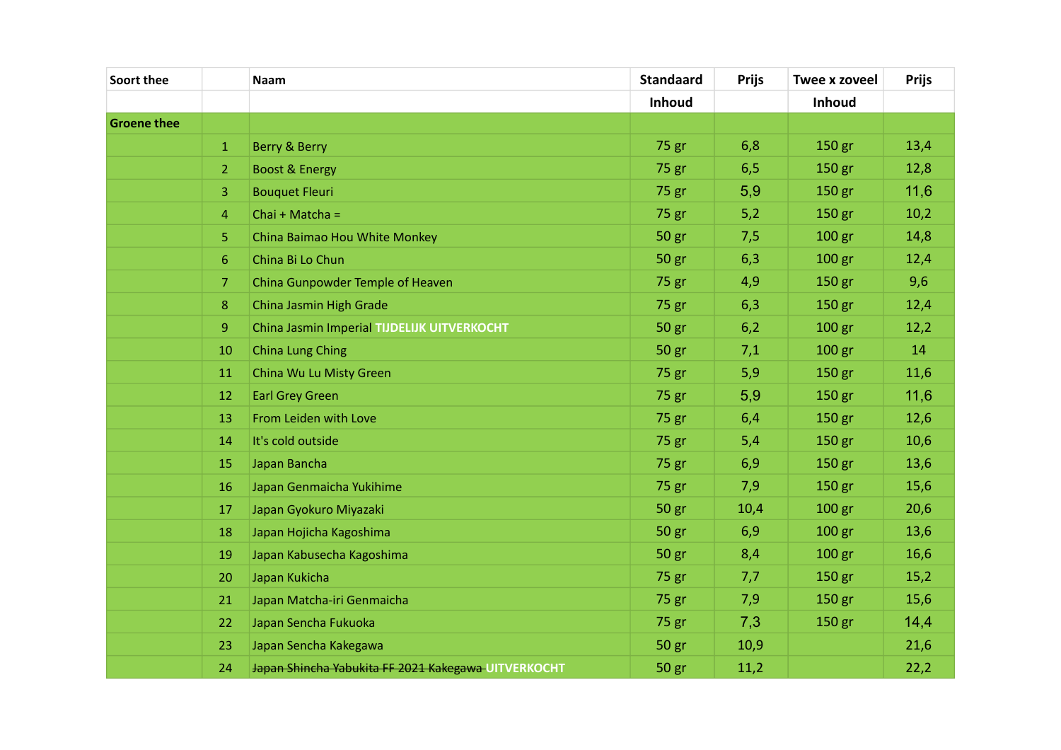| Soort thee | | Naam | Standaard | Prijs | Twee x zoveel | Prijs |
|---|---|---|---|---|---|---|
| | | | Inhoud | | Inhoud | |
| **Groene thee** | | | | | | |
| | 1 | Berry & Berry | 75 gr | 6,8 | 150 gr | 13,4 |
| | 2 | Boost & Energy | 75 gr | 6,5 | 150 gr | 12,8 |
| | 3 | Bouquet Fleuri | 75 gr | 5,9 | 150 gr | 11,6 |
| | 4 | Chai + Matcha = | 75 gr | 5,2 | 150 gr | 10,2 |
| | 5 | China Baimao Hou White Monkey | 50 gr | 7,5 | 100 gr | 14,8 |
| | 6 | China Bi Lo Chun | 50 gr | 6,3 | 100 gr | 12,4 |
| | 7 | China Gunpowder Temple of Heaven | 75 gr | 4,9 | 150 gr | 9,6 |
| | 8 | China Jasmin High Grade | 75 gr | 6,3 | 150 gr | 12,4 |
| | 9 | China Jasmin Imperial **TIJDELIJK UITVERKOCHT** | 50 gr | 6,2 | 100 gr | 12,2 |
| | 10 | China Lung Ching | 50 gr | 7,1 | 100 gr | 14 |
| | 11 | China Wu Lu Misty Green | 75 gr | 5,9 | 150 gr | 11,6 |
| | 12 | Earl Grey Green | 75 gr | 5,9 | 150 gr | 11,6 |
| | 13 | From Leiden with Love | 75 gr | 6,4 | 150 gr | 12,6 |
| | 14 | It's cold outside | 75 gr | 5,4 | 150 gr | 10,6 |
| | 15 | Japan Bancha | 75 gr | 6,9 | 150 gr | 13,6 |
| | 16 | Japan Genmaicha Yukihime | 75 gr | 7,9 | 150 gr | 15,6 |
| | 17 | Japan Gyokuro Miyazaki | 50 gr | 10,4 | 100 gr | 20,6 |
| | 18 | Japan Hojicha Kagoshima | 50 gr | 6,9 | 100 gr | 13,6 |
| | 19 | Japan Kabusecha Kagoshima | 50 gr | 8,4 | 100 gr | 16,6 |
| | 20 | Japan Kukicha | 75 gr | 7,7 | 150 gr | 15,2 |
| | 21 | Japan Matcha-iri Genmaicha | 75 gr | 7,9 | 150 gr | 15,6 |
| | 22 | Japan Sencha Fukuoka | 75 gr | 7,3 | 150 gr | 14,4 |
| | 23 | Japan Sencha Kakegawa | 50 gr | 10,9 | | 21,6 |
| | 24 | ~~Japan Shincha Yabukita FF 2021 Kakegawa~~ **UITVERKOCHT** | 50 gr | 11,2 | | 22,2 |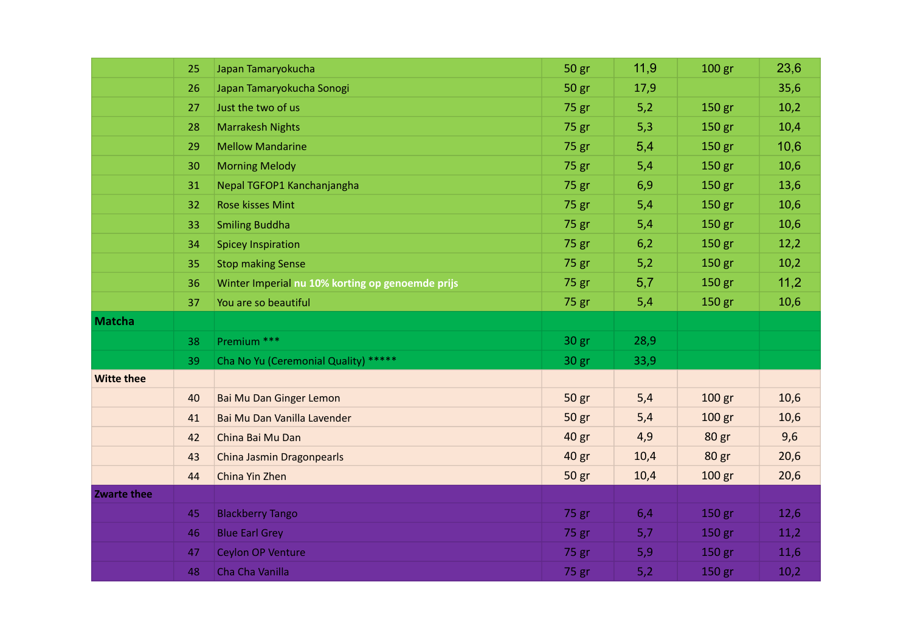| | | | | | | |
|---|---|---|---|---|---|---|
| | 25 | Japan Tamaryokucha | 50 gr | 11,9 | 100 gr | 23,6 |
| | 26 | Japan Tamaryokucha Sonogi | 50 gr | 17,9 | | 35,6 |
| | 27 | Just the two of us | 75 gr | 5,2 | 150 gr | 10,2 |
| | 28 | Marrakesh Nights | 75 gr | 5,3 | 150 gr | 10,4 |
| | 29 | Mellow Mandarine | 75 gr | 5,4 | 150 gr | 10,6 |
| | 30 | Morning Melody | 75 gr | 5,4 | 150 gr | 10,6 |
| | 31 | Nepal TGFOP1 Kanchanjangha | 75 gr | 6,9 | 150 gr | 13,6 |
| | 32 | Rose kisses Mint | 75 gr | 5,4 | 150 gr | 10,6 |
| | 33 | Smiling Buddha | 75 gr | 5,4 | 150 gr | 10,6 |
| | 34 | Spicey Inspiration | 75 gr | 6,2 | 150 gr | 12,2 |
| | 35 | Stop making Sense | 75 gr | 5,2 | 150 gr | 10,2 |
| | 36 | Winter Imperial **nu 10% korting op genoemde prijs** | 75 gr | 5,7 | 150 gr | 11,2 |
| | 37 | You are so beautiful | 75 gr | 5,4 | 150 gr | 10,6 |
| **Matcha** | | | | | | |
| | 38 | Premium *** | 30 gr | 28,9 | | |
| | 39 | Cha No Yu (Ceremonial Quality) ***** | 30 gr | 33,9 | | |
| **Witte thee** | | | | | | |
| | 40 | Bai Mu Dan Ginger Lemon | 50 gr | 5,4 | 100 gr | 10,6 |
| | 41 | Bai Mu Dan Vanilla Lavender | 50 gr | 5,4 | 100 gr | 10,6 |
| | 42 | China Bai Mu Dan | 40 gr | 4,9 | 80 gr | 9,6 |
| | 43 | China Jasmin Dragonpearls | 40 gr | 10,4 | 80 gr | 20,6 |
| | 44 | China Yin Zhen | 50 gr | 10,4 | 100 gr | 20,6 |
| **Zwarte thee** | | | | | | |
| | 45 | Blackberry Tango | 75 gr | 6,4 | 150 gr | 12,6 |
| | 46 | Blue Earl Grey | 75 gr | 5,7 | 150 gr | 11,2 |
| | 47 | Ceylon OP Venture | 75 gr | 5,9 | 150 gr | 11,6 |
| | 48 | Cha Cha Vanilla | 75 gr | 5,2 | 150 gr | 10,2 |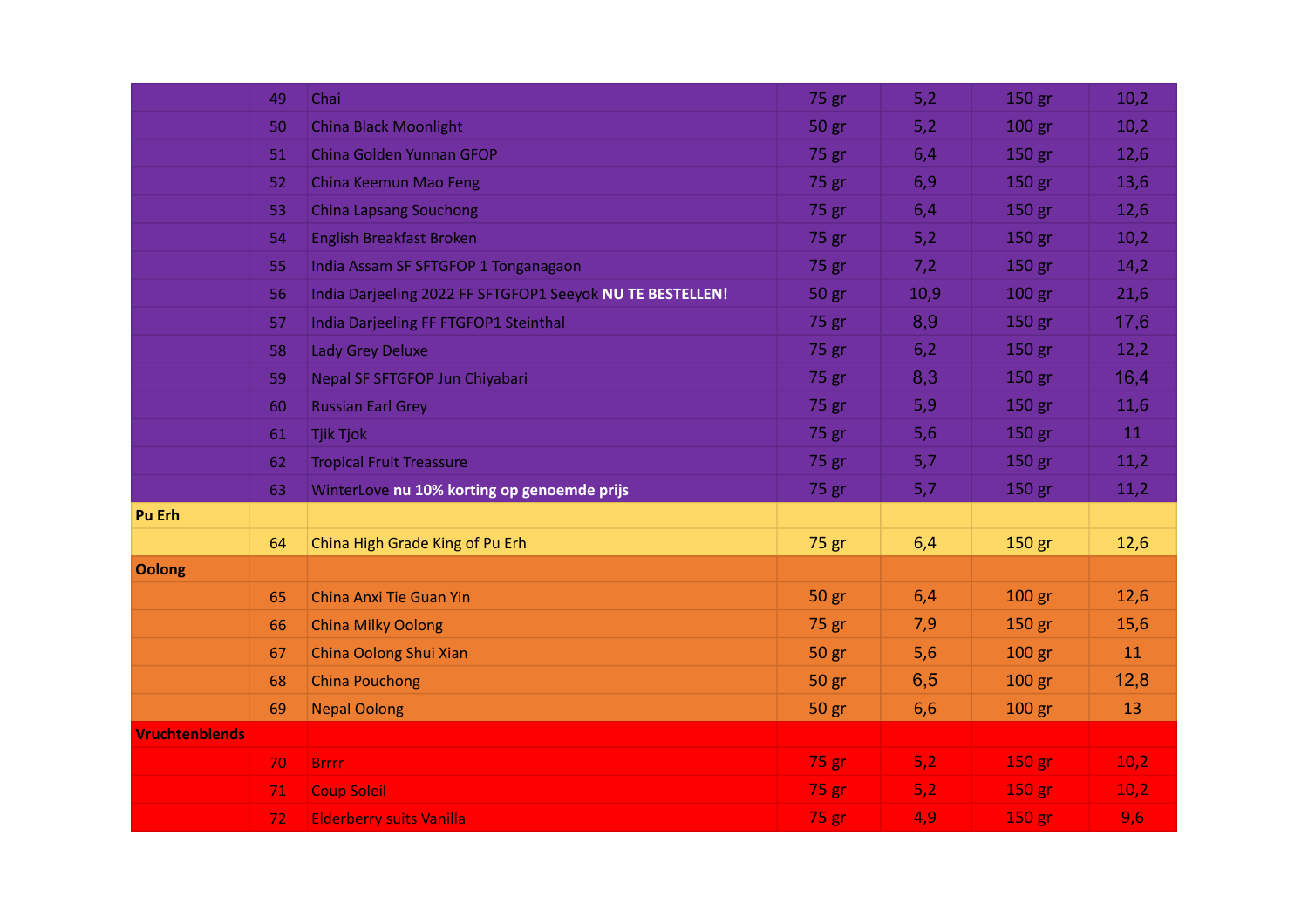|  |  |  |  |  |  |  |
|---|---|---|---|---|---|---|
|  | 49 | Chai | 75 gr | 5,2 | 150 gr | 10,2 |
|  | 50 | China Black Moonlight | 50 gr | 5,2 | 100 gr | 10,2 |
|  | 51 | China Golden Yunnan GFOP | 75 gr | 6,4 | 150 gr | 12,6 |
|  | 52 | China Keemun Mao Feng | 75 gr | 6,9 | 150 gr | 13,6 |
|  | 53 | China Lapsang Souchong | 75 gr | 6,4 | 150 gr | 12,6 |
|  | 54 | English Breakfast Broken | 75 gr | 5,2 | 150 gr | 10,2 |
|  | 55 | India Assam SF SFTGFOP 1 Tonganagaon | 75 gr | 7,2 | 150 gr | 14,2 |
|  | 56 | India Darjeeling 2022 FF SFTGFOP1 Seeyok **NU TE BESTELLEN!** | 50 gr | 10,9 | 100 gr | 21,6 |
|  | 57 | India Darjeeling FF FTGFOP1 Steinthal | 75 gr | 8,9 | 150 gr | 17,6 |
|  | 58 | Lady Grey Deluxe | 75 gr | 6,2 | 150 gr | 12,2 |
|  | 59 | Nepal SF SFTGFOP Jun Chiyabari | 75 gr | 8,3 | 150 gr | 16,4 |
|  | 60 | Russian Earl Grey | 75 gr | 5,9 | 150 gr | 11,6 |
|  | 61 | Tjik Tjok | 75 gr | 5,6 | 150 gr | 11 |
|  | 62 | Tropical Fruit Treassure | 75 gr | 5,7 | 150 gr | 11,2 |
|  | 63 | WinterLove **nu 10% korting op genoemde prijs** | 75 gr | 5,7 | 150 gr | 11,2 |
| **Pu Erh** |  |  |  |  |  |  |
|  | 64 | China High Grade King of Pu Erh | 75 gr | 6,4 | 150 gr | 12,6 |
| **Oolong** |  |  |  |  |  |  |
|  | 65 | China Anxi Tie Guan Yin | 50 gr | 6,4 | 100 gr | 12,6 |
|  | 66 | China Milky Oolong | 75 gr | 7,9 | 150 gr | 15,6 |
|  | 67 | China Oolong Shui Xian | 50 gr | 5,6 | 100 gr | 11 |
|  | 68 | China Pouchong | 50 gr | 6,5 | 100 gr | 12,8 |
|  | 69 | Nepal Oolong | 50 gr | 6,6 | 100 gr | 13 |
| **Vruchtenblends** |  |  |  |  |  |  |
|  | 70 | Brrrr | 75 gr | 5,2 | 150 gr | 10,2 |
|  | 71 | Coup Soleil | 75 gr | 5,2 | 150 gr | 10,2 |
|  | 72 | Elderberry suits Vanilla | 75 gr | 4,9 | 150 gr | 9,6 |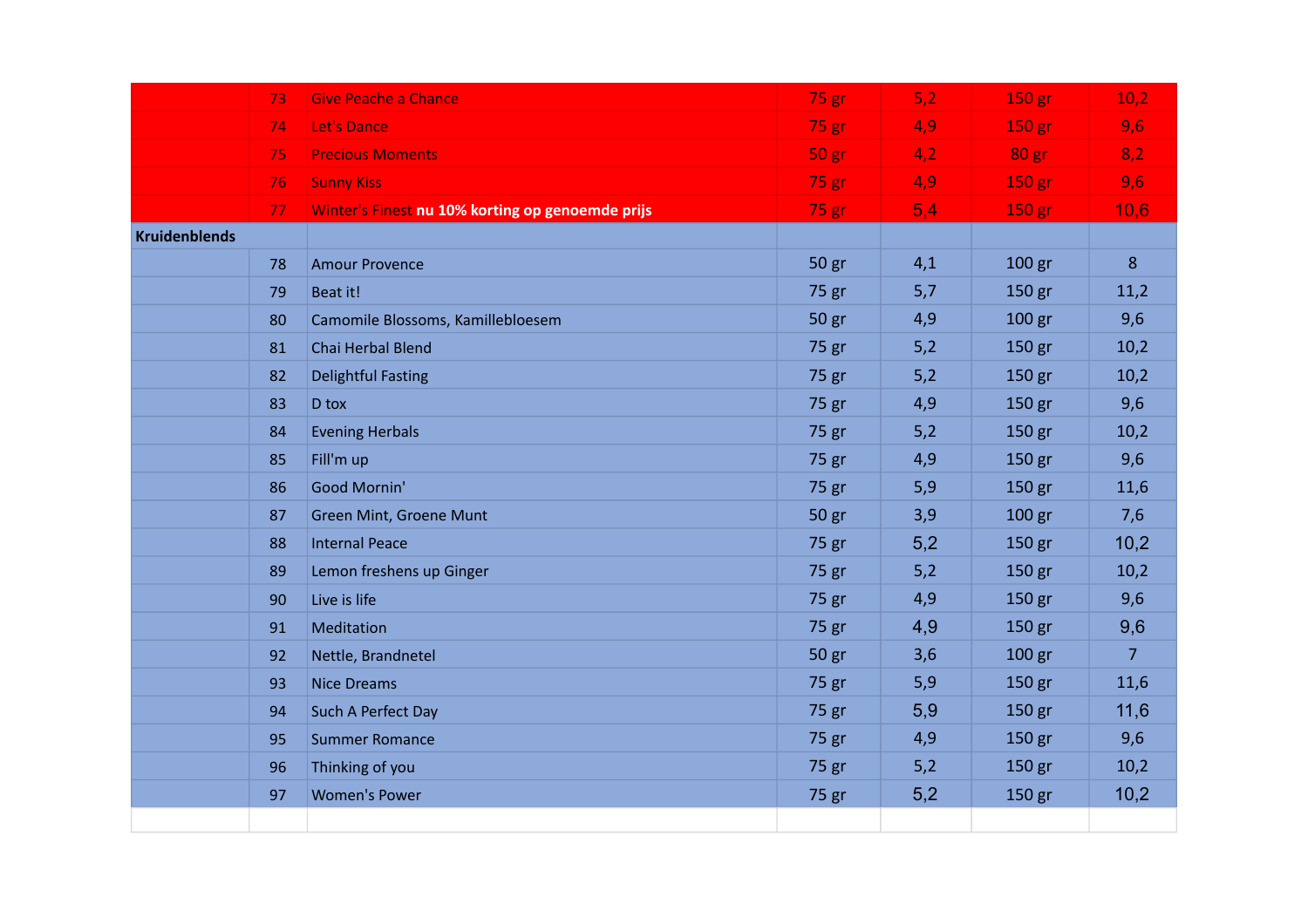| | | | | | | |
|---|---|---|---|---|---|---|
| | 73 | Give Peache a Chance | 75 gr | 5,2 | 150 gr | 10,2 |
| | 74 | Let's Dance | 75 gr | 4,9 | 150 gr | 9,6 |
| | 75 | Precious Moments | 50 gr | 4,2 | 80 gr | 8,2 |
| | 76 | Sunny Kiss | 75 gr | 4,9 | 150 gr | 9,6 |
| | 77 | Winter's Finest **nu 10% korting op genoemde prijs** | 75 gr | 5,4 | 150 gr | 10,6 |
| **Kruidenblends** | | | | | | |
| | 78 | Amour Provence | 50 gr | 4,1 | 100 gr | 8 |
| | 79 | Beat it! | 75 gr | 5,7 | 150 gr | 11,2 |
| | 80 | Camomile Blossoms, Kamillebloesem | 50 gr | 4,9 | 100 gr | 9,6 |
| | 81 | Chai Herbal Blend | 75 gr | 5,2 | 150 gr | 10,2 |
| | 82 | Delightful Fasting | 75 gr | 5,2 | 150 gr | 10,2 |
| | 83 | D tox | 75 gr | 4,9 | 150 gr | 9,6 |
| | 84 | Evening Herbals | 75 gr | 5,2 | 150 gr | 10,2 |
| | 85 | Fill'm up | 75 gr | 4,9 | 150 gr | 9,6 |
| | 86 | Good Mornin' | 75 gr | 5,9 | 150 gr | 11,6 |
| | 87 | Green Mint, Groene Munt | 50 gr | 3,9 | 100 gr | 7,6 |
| | 88 | Internal Peace | 75 gr | 5,2 | 150 gr | 10,2 |
| | 89 | Lemon freshens up Ginger | 75 gr | 5,2 | 150 gr | 10,2 |
| | 90 | Live is life | 75 gr | 4,9 | 150 gr | 9,6 |
| | 91 | Meditation | 75 gr | 4,9 | 150 gr | 9,6 |
| | 92 | Nettle, Brandnetel | 50 gr | 3,6 | 100 gr | 7 |
| | 93 | Nice Dreams | 75 gr | 5,9 | 150 gr | 11,6 |
| | 94 | Such A Perfect Day | 75 gr | 5,9 | 150 gr | 11,6 |
| | 95 | Summer Romance | 75 gr | 4,9 | 150 gr | 9,6 |
| | 96 | Thinking of you | 75 gr | 5,2 | 150 gr | 10,2 |
| | 97 | Women's Power | 75 gr | 5,2 | 150 gr | 10,2 |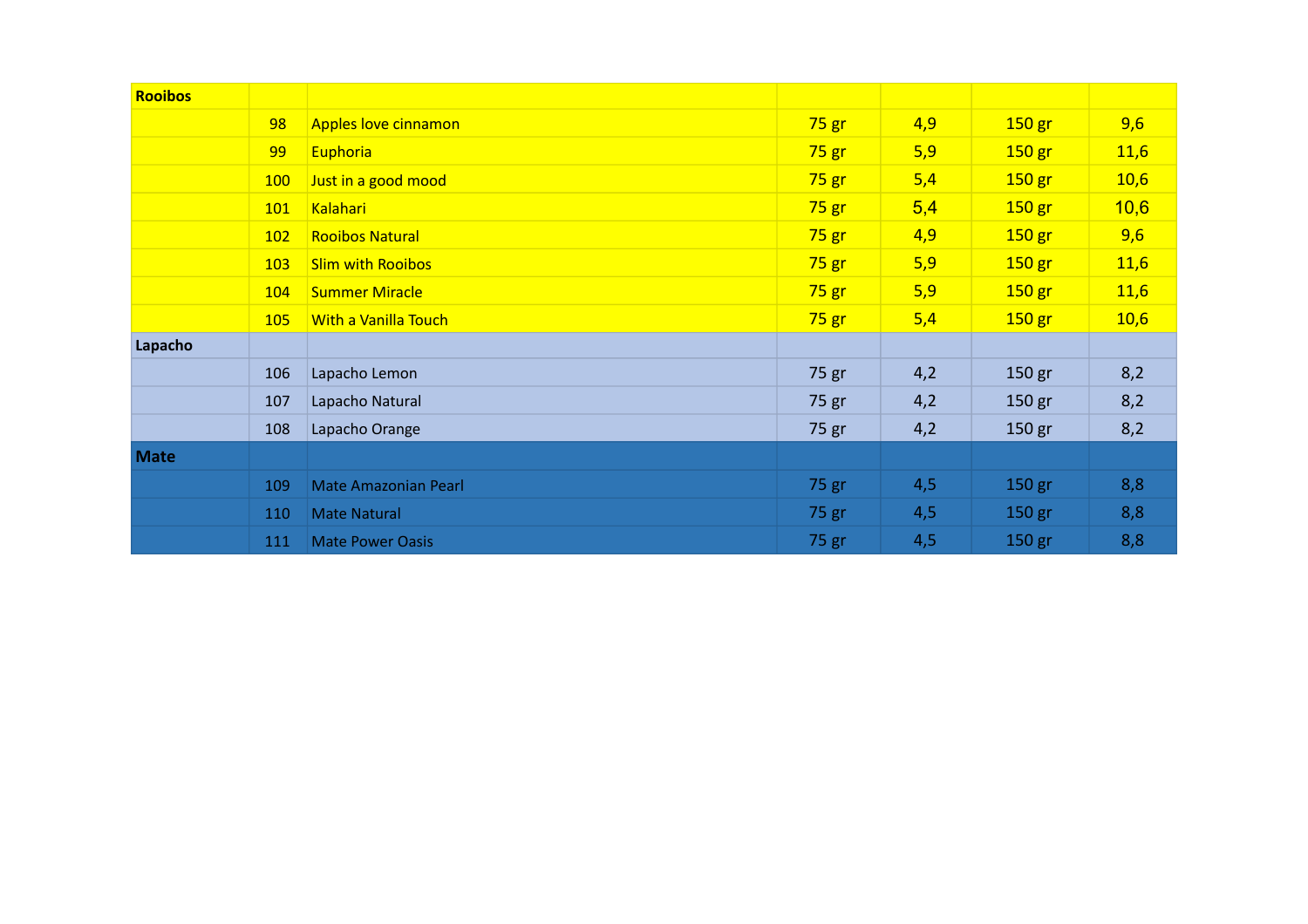| | | | | | | |
|---|---|---|---|---|---|---|
| **Rooibos** | | | | | | |
| | 98 | Apples love cinnamon | 75 gr | 4,9 | 150 gr | 9,6 |
| | 99 | Euphoria | 75 gr | 5,9 | 150 gr | 11,6 |
| | 100 | Just in a good mood | 75 gr | 5,4 | 150 gr | 10,6 |
| | 101 | Kalahari | 75 gr | 5,4 | 150 gr | 10,6 |
| | 102 | Rooibos Natural | 75 gr | 4,9 | 150 gr | 9,6 |
| | 103 | Slim with Rooibos | 75 gr | 5,9 | 150 gr | 11,6 |
| | 104 | Summer Miracle | 75 gr | 5,9 | 150 gr | 11,6 |
| | 105 | With a Vanilla Touch | 75 gr | 5,4 | 150 gr | 10,6 |
| **Lapacho** | | | | | | |
| | 106 | Lapacho Lemon | 75 gr | 4,2 | 150 gr | 8,2 |
| | 107 | Lapacho Natural | 75 gr | 4,2 | 150 gr | 8,2 |
| | 108 | Lapacho Orange | 75 gr | 4,2 | 150 gr | 8,2 |
| **Mate** | | | | | | |
| | 109 | Mate Amazonian Pearl | 75 gr | 4,5 | 150 gr | 8,8 |
| | 110 | Mate Natural | 75 gr | 4,5 | 150 gr | 8,8 |
| | 111 | Mate Power Oasis | 75 gr | 4,5 | 150 gr | 8,8 |